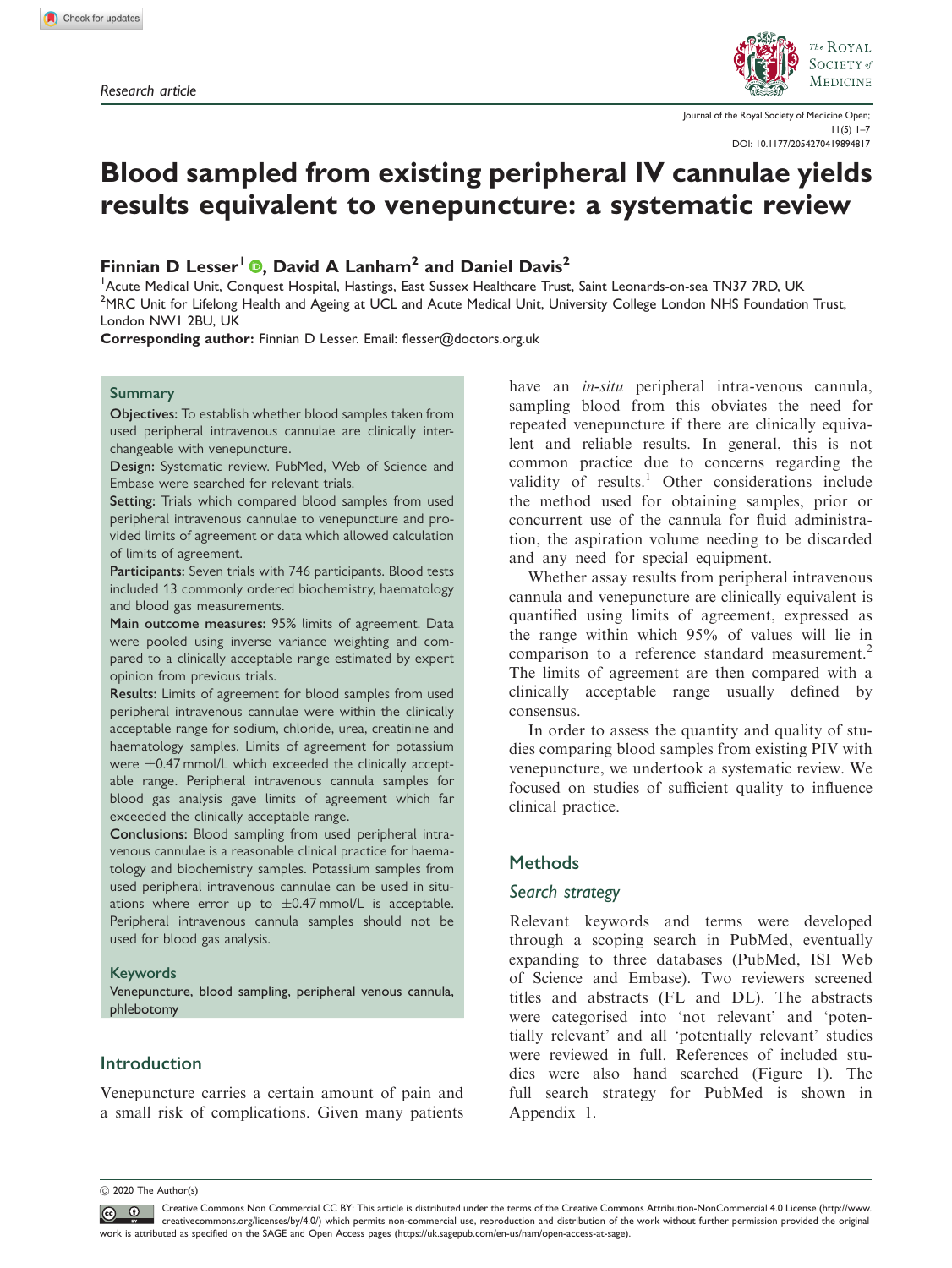Research article

# Blood sampled from existing peripheral IV cannulae yields results equivalent to venepuncture: a systematic review

**Finnian D Lesser[1], David A Lanham[2] and Daniel Davis[2]**

[1]Acute Medical Unit, Conquest Hospital, Hastings, East Sussex Healthcare Trust, Saint Leonards-on-sea TN37 7RD, UK
[2]MRC Unit for Lifelong Health and Ageing at UCL and Acute Medical Unit, University College London NHS Foundation Trust, London NW1 2BU, UK

**Corresponding author:** Finnian D Lesser. Email: flesser@doctors.org.uk

## Summary

**Objectives:** To establish whether blood samples taken from used peripheral intravenous cannulae are clinically interchangeable with venepuncture.

**Design:** Systematic review. PubMed, Web of Science and Embase were searched for relevant trials.

**Setting:** Trials which compared blood samples from used peripheral intravenous cannulae to venepuncture and provided limits of agreement or data which allowed calculation of limits of agreement.

**Participants:** Seven trials with 746 participants. Blood tests included 13 commonly ordered biochemistry, haematology and blood gas measurements.

**Main outcome measures:** 95% limits of agreement. Data were pooled using inverse variance weighting and compared to a clinically acceptable range estimated by expert opinion from previous trials.

**Results:** Limits of agreement for blood samples from used peripheral intravenous cannulae were within the clinically acceptable range for sodium, chloride, urea, creatinine and haematology samples. Limits of agreement for potassium were ±0.47 mmol/L which exceeded the clinically acceptable range. Peripheral intravenous cannula samples for blood gas analysis gave limits of agreement which far exceeded the clinically acceptable range.

**Conclusions:** Blood sampling from used peripheral intravenous cannulae is a reasonable clinical practice for haematology and biochemistry samples. Potassium samples from used peripheral intravenous cannulae can be used in situations where error up to ±0.47 mmol/L is acceptable. Peripheral intravenous cannula samples should not be used for blood gas analysis.

## Keywords

Venepuncture, blood sampling, peripheral venous cannula, phlebotomy

## Introduction

Venepuncture carries a certain amount of pain and a small risk of complications. Given many patients have an *in-situ* peripheral intra-venous cannula, sampling blood from this obviates the need for repeated venepuncture if there are clinically equivalent and reliable results. In general, this is not common practice due to concerns regarding the validity of results.[1] Other considerations include the method used for obtaining samples, prior or concurrent use of the cannula for fluid administration, the aspiration volume needing to be discarded and any need for special equipment.

Whether assay results from peripheral intravenous cannula and venepuncture are clinically equivalent is quantified using limits of agreement, expressed as the range within which 95% of values will lie in comparison to a reference standard measurement.[2] The limits of agreement are then compared with a clinically acceptable range usually defined by consensus.

In order to assess the quantity and quality of studies comparing blood samples from existing PIV with venepuncture, we undertook a systematic review. We focused on studies of sufficient quality to influence clinical practice.

## Methods

### Search strategy

Relevant keywords and terms were developed through a scoping search in PubMed, eventually expanding to three databases (PubMed, ISI Web of Science and Embase). Two reviewers screened titles and abstracts (FL and DL). The abstracts were categorised into 'not relevant' and 'potentially relevant' and all 'potentially relevant' studies were reviewed in full. References of included studies were also hand searched (Figure 1). The full search strategy for PubMed is shown in Appendix 1.

© 2020 The Author(s)

Creative Commons Non Commercial CC BY: This article is distributed under the terms of the Creative Commons Attribution-NonCommercial 4.0 License (http://www.creativecommons.org/licenses/by/4.0/) which permits non-commercial use, reproduction and distribution of the work without further permission provided the original work is attributed as specified on the SAGE and Open Access pages (https://uk.sagepub.com/en-us/nam/open-access-at-sage).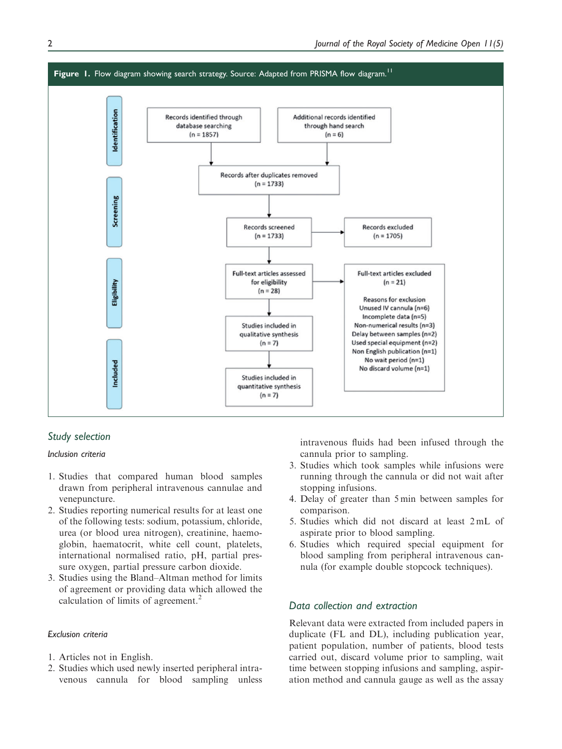**Figure 1.** Flow diagram showing search strategy. Source: Adapted from PRISMA flow diagram.[11]

**Identification**
- Records identified through database searching (n = 1857)
- Additional records identified through hand search (n = 6)

**Screening**
- Records after duplicates removed (n = 1733)
- Records screened (n = 1733) → Records excluded (n = 1705)

**Eligibility**
- Full-text articles assessed for eligibility (n = 28) → Full-text articles excluded (n = 21)
  - Reasons for exclusion
  - Unused IV cannula (n=6)
  - Incomplete data (n=5)
  - Non-numerical results (n=3)
  - Delay between samples (n=2)
  - Used special equipment (n=2)
  - Non English publication (n=1)
  - No wait period (n=1)
  - No discard volume (n=1)

**Included**
- Studies included in qualitative synthesis (n = 7)
- Studies included in quantitative synthesis (n = 7)

## Study selection

### Inclusion criteria

1. Studies that compared human blood samples drawn from peripheral intravenous cannulae and venepuncture.
2. Studies reporting numerical results for at least one of the following tests: sodium, potassium, chloride, urea (or blood urea nitrogen), creatinine, haemoglobin, haematocrit, white cell count, platelets, international normalised ratio, pH, partial pressure oxygen, partial pressure carbon dioxide.
3. Studies using the Bland–Altman method for limits of agreement or providing data which allowed the calculation of limits of agreement.[2]

### Exclusion criteria

1. Articles not in English.
2. Studies which used newly inserted peripheral intravenous cannula for blood sampling unless intravenous fluids had been infused through the cannula prior to sampling.
3. Studies which took samples while infusions were running through the cannula or did not wait after stopping infusions.
4. Delay of greater than 5 min between samples for comparison.
5. Studies which did not discard at least 2 mL of aspirate prior to blood sampling.
6. Studies which required special equipment for blood sampling from peripheral intravenous cannula (for example double stopcock techniques).

## Data collection and extraction

Relevant data were extracted from included papers in duplicate (FL and DL), including publication year, patient population, number of patients, blood tests carried out, discard volume prior to sampling, wait time between stopping infusions and sampling, aspiration method and cannula gauge as well as the assay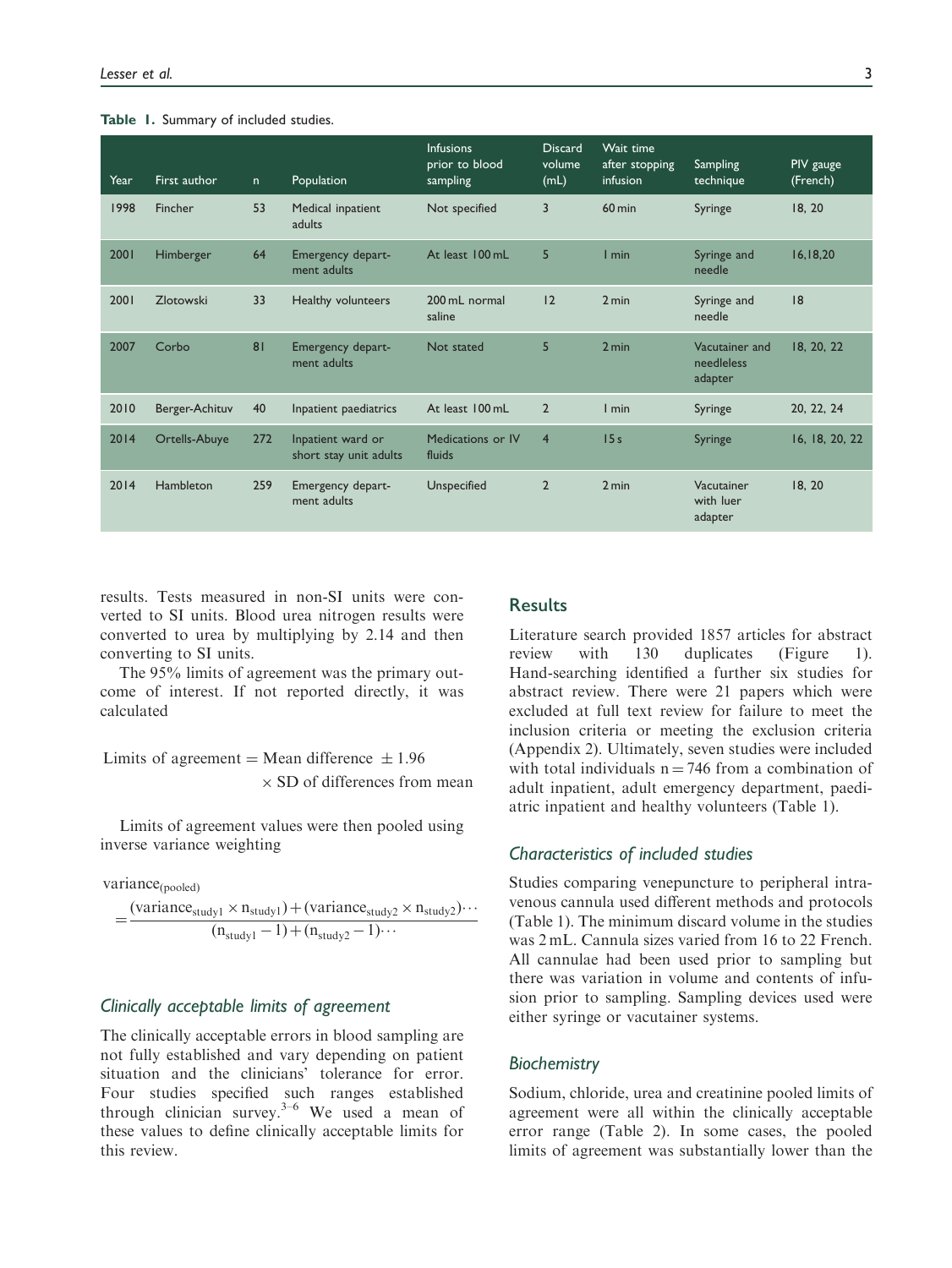**Table 1.** Summary of included studies.

| Year | First author | n | Population | Infusions prior to blood sampling | Discard volume (mL) | Wait time after stopping infusion | Sampling technique | PIV gauge (French) |
|---|---|---|---|---|---|---|---|---|
| 1998 | Fincher | 53 | Medical inpatient adults | Not specified | 3 | 60 min | Syringe | 18, 20 |
| 2001 | Himberger | 64 | Emergency department adults | At least 100 mL | 5 | 1 min | Syringe and needle | 16,18,20 |
| 2001 | Zlotowski | 33 | Healthy volunteers | 200 mL normal saline | 12 | 2 min | Syringe and needle | 18 |
| 2007 | Corbo | 81 | Emergency department adults | Not stated | 5 | 2 min | Vacutainer and needleless adapter | 18, 20, 22 |
| 2010 | Berger-Achituv | 40 | Inpatient paediatrics | At least 100 mL | 2 | 1 min | Syringe | 20, 22, 24 |
| 2014 | Ortells-Abuye | 272 | Inpatient ward or short stay unit adults | Medications or IV fluids | 4 | 15 s | Syringe | 16, 18, 20, 22 |
| 2014 | Hambleton | 259 | Emergency department adults | Unspecified | 2 | 2 min | Vacutainer with luer adapter | 18, 20 |

results. Tests measured in non-SI units were converted to SI units. Blood urea nitrogen results were converted to urea by multiplying by 2.14 and then converting to SI units.

The 95% limits of agreement was the primary outcome of interest. If not reported directly, it was calculated

$$\text{Limits of agreement} = \text{Mean difference } \pm 1.96 \times \text{SD of differences from mean}$$

Limits of agreement values were then pooled using inverse variance weighting

$$\text{variance}_{(\text{pooled})} = \frac{(\text{variance}_{\text{study1}} \times \text{n}_{\text{study1}}) + (\text{variance}_{\text{study2}} \times \text{n}_{\text{study2}})\cdots}{(\text{n}_{\text{study1}} - 1) + (\text{n}_{\text{study2}} - 1)\cdots}$$

### *Clinically acceptable limits of agreement*

The clinically acceptable errors in blood sampling are not fully established and vary depending on patient situation and the clinicians' tolerance for error. Four studies specified such ranges established through clinician survey.[3–6] We used a mean of these values to define clinically acceptable limits for this review.

## Results

Literature search provided 1857 articles for abstract review with 130 duplicates (Figure 1). Hand-searching identified a further six studies for abstract review. There were 21 papers which were excluded at full text review for failure to meet the inclusion criteria or meeting the exclusion criteria (Appendix 2). Ultimately, seven studies were included with total individuals n = 746 from a combination of adult inpatient, adult emergency department, paediatric inpatient and healthy volunteers (Table 1).

### *Characteristics of included studies*

Studies comparing venepuncture to peripheral intravenous cannula used different methods and protocols (Table 1). The minimum discard volume in the studies was 2 mL. Cannula sizes varied from 16 to 22 French. All cannulae had been used prior to sampling but there was variation in volume and contents of infusion prior to sampling. Sampling devices used were either syringe or vacutainer systems.

### *Biochemistry*

Sodium, chloride, urea and creatinine pooled limits of agreement were all within the clinically acceptable error range (Table 2). In some cases, the pooled limits of agreement was substantially lower than the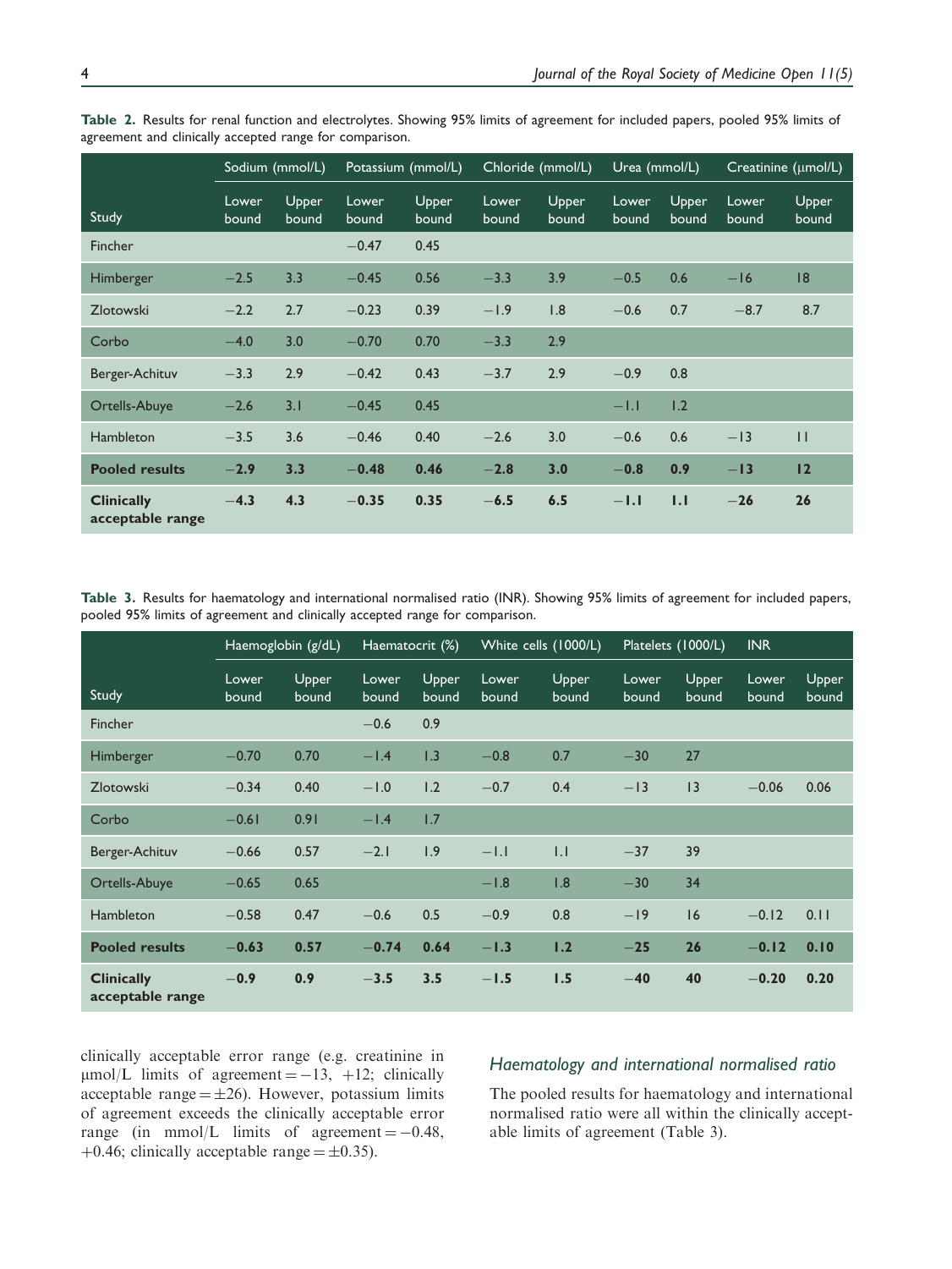**Table 2.** Results for renal function and electrolytes. Showing 95% limits of agreement for included papers, pooled 95% limits of agreement and clinically accepted range for comparison.

| | Sodium (mmol/L) | | Potassium (mmol/L) | | Chloride (mmol/L) | | Urea (mmol/L) | | Creatinine (μmol/L) | |
|---|---|---|---|---|---|---|---|---|---|---|
| Study | Lower bound | Upper bound | Lower bound | Upper bound | Lower bound | Upper bound | Lower bound | Upper bound | Lower bound | Upper bound |
| Fincher | | | −0.47 | 0.45 | | | | | | |
| Himberger | −2.5 | 3.3 | −0.45 | 0.56 | −3.3 | 3.9 | −0.5 | 0.6 | −16 | 18 |
| Zlotowski | −2.2 | 2.7 | −0.23 | 0.39 | −1.9 | 1.8 | −0.6 | 0.7 | −8.7 | 8.7 |
| Corbo | −4.0 | 3.0 | −0.70 | 0.70 | −3.3 | 2.9 | | | | |
| Berger-Achituv | −3.3 | 2.9 | −0.42 | 0.43 | −3.7 | 2.9 | −0.9 | 0.8 | | |
| Ortells-Abuye | −2.6 | 3.1 | −0.45 | 0.45 | | | −1.1 | 1.2 | | |
| Hambleton | −3.5 | 3.6 | −0.46 | 0.40 | −2.6 | 3.0 | −0.6 | 0.6 | −13 | 11 |
| **Pooled results** | **−2.9** | **3.3** | **−0.48** | **0.46** | **−2.8** | **3.0** | **−0.8** | **0.9** | **−13** | **12** |
| **Clinically acceptable range** | **−4.3** | **4.3** | **−0.35** | **0.35** | **−6.5** | **6.5** | **−1.1** | **1.1** | **−26** | **26** |

**Table 3.** Results for haematology and international normalised ratio (INR). Showing 95% limits of agreement for included papers, pooled 95% limits of agreement and clinically accepted range for comparison.

| | Haemoglobin (g/dL) | | Haematocrit (%) | | White cells (1000/L) | | Platelets (1000/L) | | INR | |
|---|---|---|---|---|---|---|---|---|---|---|
| Study | Lower bound | Upper bound | Lower bound | Upper bound | Lower bound | Upper bound | Lower bound | Upper bound | Lower bound | Upper bound |
| Fincher | | | −0.6 | 0.9 | | | | | | |
| Himberger | −0.70 | 0.70 | −1.4 | 1.3 | −0.8 | 0.7 | −30 | 27 | | |
| Zlotowski | −0.34 | 0.40 | −1.0 | 1.2 | −0.7 | 0.4 | −13 | 13 | −0.06 | 0.06 |
| Corbo | −0.61 | 0.91 | −1.4 | 1.7 | | | | | | |
| Berger-Achituv | −0.66 | 0.57 | −2.1 | 1.9 | −1.1 | 1.1 | −37 | 39 | | |
| Ortells-Abuye | −0.65 | 0.65 | | | −1.8 | 1.8 | −30 | 34 | | |
| Hambleton | −0.58 | 0.47 | −0.6 | 0.5 | −0.9 | 0.8 | −19 | 16 | −0.12 | 0.11 |
| **Pooled results** | **−0.63** | **0.57** | **−0.74** | **0.64** | **−1.3** | **1.2** | **−25** | **26** | **−0.12** | **0.10** |
| **Clinically acceptable range** | **−0.9** | **0.9** | **−3.5** | **3.5** | **−1.5** | **1.5** | **−40** | **40** | **−0.20** | **0.20** |

clinically acceptable error range (e.g. creatinine in μmol/L limits of agreement = −13, +12; clinically acceptable range = ±26). However, potassium limits of agreement exceeds the clinically acceptable error range (in mmol/L limits of agreement = −0.48, +0.46; clinically acceptable range = ±0.35).

### *Haematology and international normalised ratio*

The pooled results for haematology and international normalised ratio were all within the clinically acceptable limits of agreement (Table 3).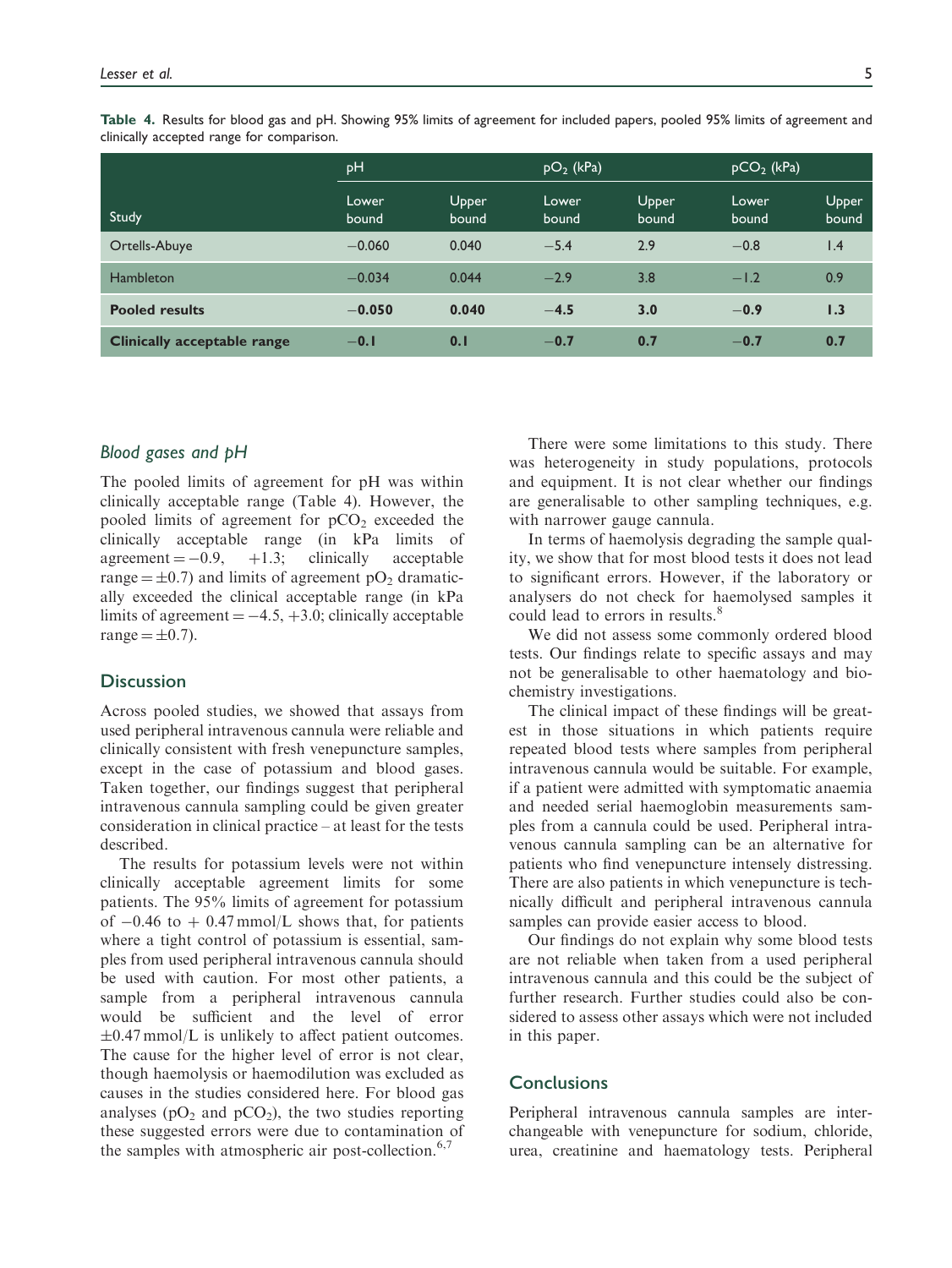**Table 4.** Results for blood gas and pH. Showing 95% limits of agreement for included papers, pooled 95% limits of agreement and clinically accepted range for comparison.

| | pH | | $pO_2$ (kPa) | | $pCO_2$ (kPa) | |
|---|---|---|---|---|---|---|
| Study | Lower bound | Upper bound | Lower bound | Upper bound | Lower bound | Upper bound |
| Ortells-Abuye | −0.060 | 0.040 | −5.4 | 2.9 | −0.8 | 1.4 |
| Hambleton | −0.034 | 0.044 | −2.9 | 3.8 | −1.2 | 0.9 |
| **Pooled results** | **−0.050** | **0.040** | **−4.5** | **3.0** | **−0.9** | **1.3** |
| **Clinically acceptable range** | **−0.1** | **0.1** | **−0.7** | **0.7** | **−0.7** | **0.7** |

### *Blood gases and pH*

The pooled limits of agreement for pH was within clinically acceptable range (Table 4). However, the pooled limits of agreement for $pCO_2$ exceeded the clinically acceptable range (in kPa limits of agreement = −0.9, +1.3; clinically acceptable range = ±0.7) and limits of agreement $pO_2$ dramatically exceeded the clinical acceptable range (in kPa limits of agreement = −4.5, +3.0; clinically acceptable range = ±0.7).

## Discussion

Across pooled studies, we showed that assays from used peripheral intravenous cannula were reliable and clinically consistent with fresh venepuncture samples, except in the case of potassium and blood gases. Taken together, our findings suggest that peripheral intravenous cannula sampling could be given greater consideration in clinical practice – at least for the tests described.

The results for potassium levels were not within clinically acceptable agreement limits for some patients. The 95% limits of agreement for potassium of −0.46 to + 0.47 mmol/L shows that, for patients where a tight control of potassium is essential, samples from used peripheral intravenous cannula should be used with caution. For most other patients, a sample from a peripheral intravenous cannula would be sufficient and the level of error ±0.47 mmol/L is unlikely to affect patient outcomes. The cause for the higher level of error is not clear, though haemolysis or haemodilution was excluded as causes in the studies considered here. For blood gas analyses ($pO_2$ and $pCO_2$), the two studies reporting these suggested errors were due to contamination of the samples with atmospheric air post-collection.[6,7]

There were some limitations to this study. There was heterogeneity in study populations, protocols and equipment. It is not clear whether our findings are generalisable to other sampling techniques, e.g. with narrower gauge cannula.

In terms of haemolysis degrading the sample quality, we show that for most blood tests it does not lead to significant errors. However, if the laboratory or analysers do not check for haemolysed samples it could lead to errors in results.[8]

We did not assess some commonly ordered blood tests. Our findings relate to specific assays and may not be generalisable to other haematology and biochemistry investigations.

The clinical impact of these findings will be greatest in those situations in which patients require repeated blood tests where samples from peripheral intravenous cannula would be suitable. For example, if a patient were admitted with symptomatic anaemia and needed serial haemoglobin measurements samples from a cannula could be used. Peripheral intravenous cannula sampling can be an alternative for patients who find venepuncture intensely distressing. There are also patients in which venepuncture is technically difficult and peripheral intravenous cannula samples can provide easier access to blood.

Our findings do not explain why some blood tests are not reliable when taken from a used peripheral intravenous cannula and this could be the subject of further research. Further studies could also be considered to assess other assays which were not included in this paper.

## Conclusions

Peripheral intravenous cannula samples are interchangeable with venepuncture for sodium, chloride, urea, creatinine and haematology tests. Peripheral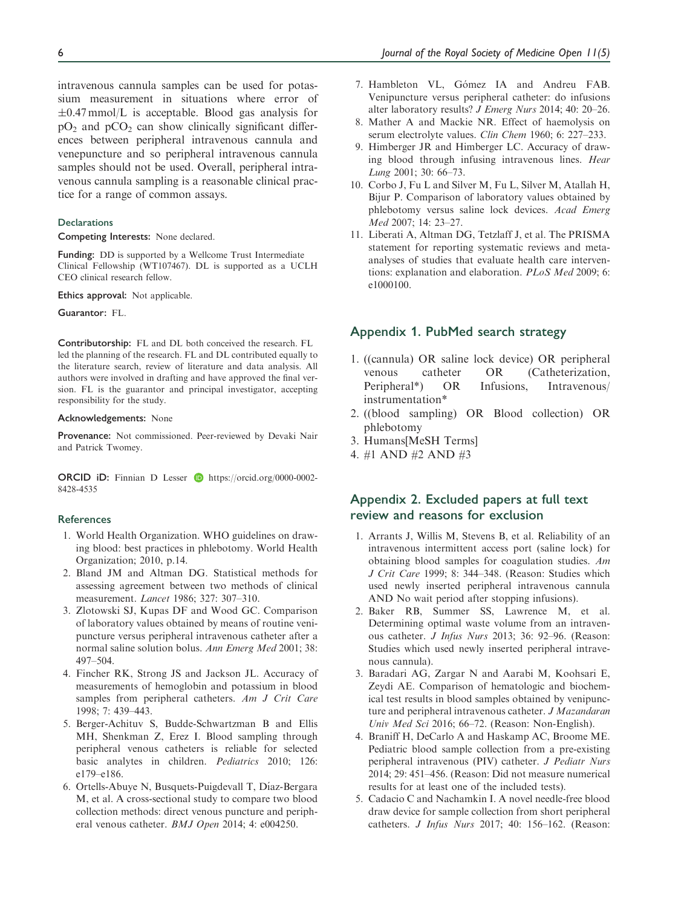intravenous cannula samples can be used for potassium measurement in situations where error of $\pm 0.47$ mmol/L is acceptable. Blood gas analysis for $pO_2$ and $pCO_2$ can show clinically significant differences between peripheral intravenous cannula and venepuncture and so peripheral intravenous cannula samples should not be used. Overall, peripheral intravenous cannula sampling is a reasonable clinical practice for a range of common assays.

### Declarations

**Competing Interests:** None declared.

**Funding:** DD is supported by a Wellcome Trust Intermediate Clinical Fellowship (WT107467). DL is supported as a UCLH CEO clinical research fellow.

**Ethics approval:** Not applicable.

**Guarantor:** FL.

**Contributorship:** FL and DL both conceived the research. FL led the planning of the research. FL and DL contributed equally to the literature search, review of literature and data analysis. All authors were involved in drafting and have approved the final version. FL is the guarantor and principal investigator, accepting responsibility for the study.

**Acknowledgements:** None

**Provenance:** Not commissioned. Peer-reviewed by Devaki Nair and Patrick Twomey.

**ORCID iD:** Finnian D Lesser https://orcid.org/0000-0002-8428-4535

### References

1. World Health Organization. WHO guidelines on drawing blood: best practices in phlebotomy. World Health Organization; 2010, p.14.
2. Bland JM and Altman DG. Statistical methods for assessing agreement between two methods of clinical measurement. *Lancet* 1986; 327: 307–310.
3. Zlotowski SJ, Kupas DF and Wood GC. Comparison of laboratory values obtained by means of routine venipuncture versus peripheral intravenous catheter after a normal saline solution bolus. *Ann Emerg Med* 2001; 38: 497–504.
4. Fincher RK, Strong JS and Jackson JL. Accuracy of measurements of hemoglobin and potassium in blood samples from peripheral catheters. *Am J Crit Care* 1998; 7: 439–443.
5. Berger-Achituv S, Budde-Schwartzman B and Ellis MH, Shenkman Z, Erez I. Blood sampling through peripheral venous catheters is reliable for selected basic analytes in children. *Pediatrics* 2010; 126: e179–e186.
6. Ortells-Abuye N, Busquets-Puigdevall T, Díaz-Bergara M, et al. A cross-sectional study to compare two blood collection methods: direct venous puncture and peripheral venous catheter. *BMJ Open* 2014; 4: e004250.
7. Hambleton VL, Gómez IA and Andreu FAB. Venipuncture versus peripheral catheter: do infusions alter laboratory results? *J Emerg Nurs* 2014; 40: 20–26.
8. Mather A and Mackie NR. Effect of haemolysis on serum electrolyte values. *Clin Chem* 1960; 6: 227–233.
9. Himberger JR and Himberger LC. Accuracy of drawing blood through infusing intravenous lines. *Hear Lung* 2001; 30: 66–73.
10. Corbo J, Fu L and Silver M, Fu L, Silver M, Atallah H, Bijur P. Comparison of laboratory values obtained by phlebotomy versus saline lock devices. *Acad Emerg Med* 2007; 14: 23–27.
11. Liberati A, Altman DG, Tetzlaff J, et al. The PRISMA statement for reporting systematic reviews and meta-analyses of studies that evaluate health care interventions: explanation and elaboration. *PLoS Med* 2009; 6: e1000100.

## Appendix 1. PubMed search strategy

1. ((cannula) OR saline lock device) OR peripheral venous catheter OR (Catheterization, Peripheral*) OR Infusions, Intravenous/instrumentation*
2. ((blood sampling) OR Blood collection) OR phlebotomy
3. Humans[MeSH Terms]
4. #1 AND #2 AND #3

## Appendix 2. Excluded papers at full text review and reasons for exclusion

1. Arrants J, Willis M, Stevens B, et al. Reliability of an intravenous intermittent access port (saline lock) for obtaining blood samples for coagulation studies. *Am J Crit Care* 1999; 8: 344–348. (Reason: Studies which used newly inserted peripheral intravenous cannula AND No wait period after stopping infusions).
2. Baker RB, Summer SS, Lawrence M, et al. Determining optimal waste volume from an intravenous catheter. *J Infus Nurs* 2013; 36: 92–96. (Reason: Studies which used newly inserted peripheral intravenous cannula).
3. Baradari AG, Zargar N and Aarabi M, Koohsari E, Zeydi AE. Comparison of hematologic and biochemical test results in blood samples obtained by venipuncture and peripheral intravenous catheter. *J Mazandaran Univ Med Sci* 2016; 66–72. (Reason: Non-English).
4. Braniff H, DeCarlo A and Haskamp AC, Broome ME. Pediatric blood sample collection from a pre-existing peripheral intravenous (PIV) catheter. *J Pediatr Nurs* 2014; 29: 451–456. (Reason: Did not measure numerical results for at least one of the included tests).
5. Cadacio C and Nachamkin I. A novel needle-free blood draw device for sample collection from short peripheral catheters. *J Infus Nurs* 2017; 40: 156–162. (Reason: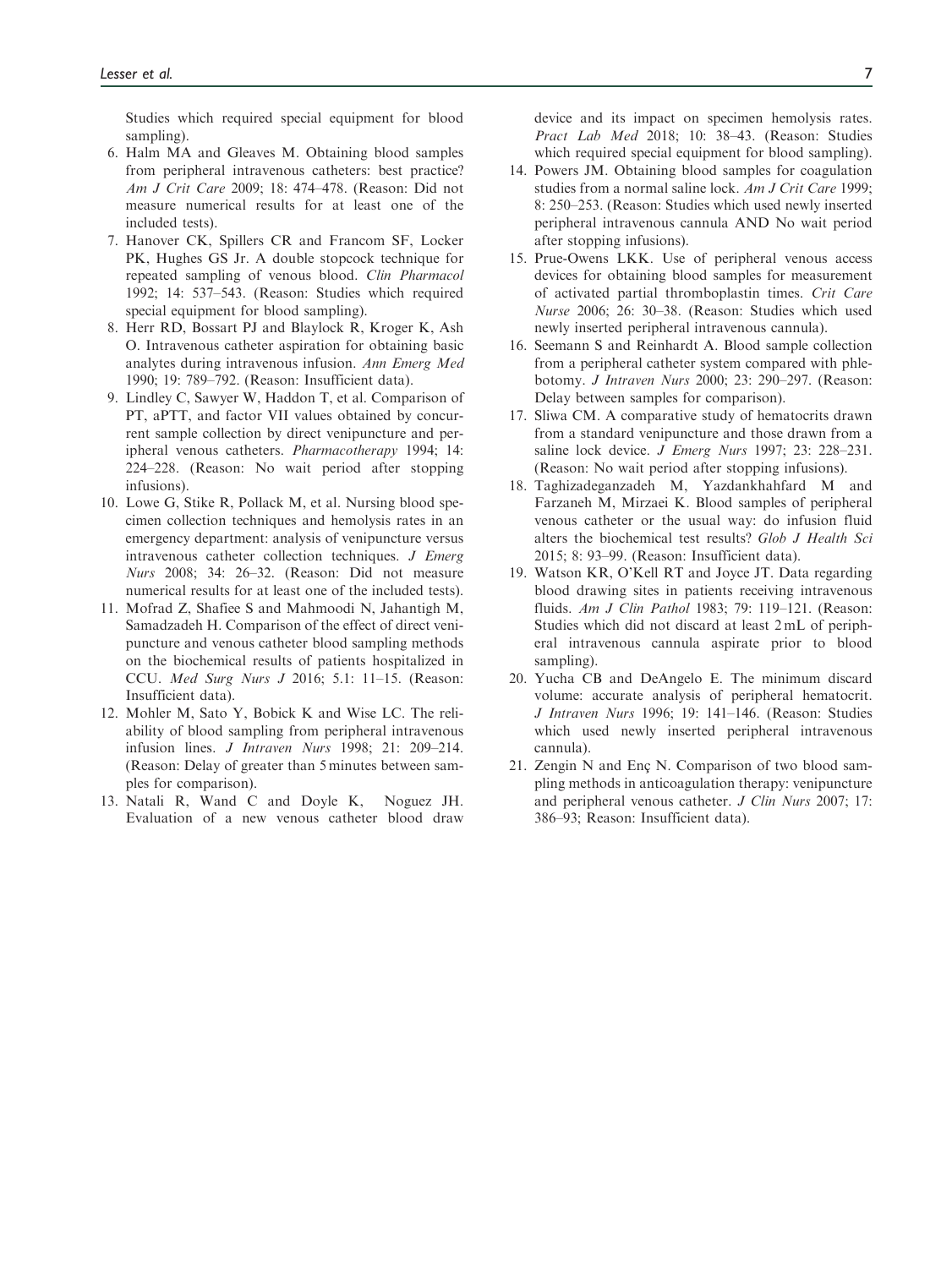Studies which required special equipment for blood sampling).

6. Halm MA and Gleaves M. Obtaining blood samples from peripheral intravenous catheters: best practice? *Am J Crit Care* 2009; 18: 474–478. (Reason: Did not measure numerical results for at least one of the included tests).
7. Hanover CK, Spillers CR and Francom SF, Locker PK, Hughes GS Jr. A double stopcock technique for repeated sampling of venous blood. *Clin Pharmacol* 1992; 14: 537–543. (Reason: Studies which required special equipment for blood sampling).
8. Herr RD, Bossart PJ and Blaylock R, Kroger K, Ash O. Intravenous catheter aspiration for obtaining basic analytes during intravenous infusion. *Ann Emerg Med* 1990; 19: 789–792. (Reason: Insufficient data).
9. Lindley C, Sawyer W, Haddon T, et al. Comparison of PT, aPTT, and factor VII values obtained by concurrent sample collection by direct venipuncture and peripheral venous catheters. *Pharmacotherapy* 1994; 14: 224–228. (Reason: No wait period after stopping infusions).
10. Lowe G, Stike R, Pollack M, et al. Nursing blood specimen collection techniques and hemolysis rates in an emergency department: analysis of venipuncture versus intravenous catheter collection techniques. *J Emerg Nurs* 2008; 34: 26–32. (Reason: Did not measure numerical results for at least one of the included tests).
11. Mofrad Z, Shafiee S and Mahmoodi N, Jahantigh M, Samadzadeh H. Comparison of the effect of direct venipuncture and venous catheter blood sampling methods on the biochemical results of patients hospitalized in CCU. *Med Surg Nurs J* 2016; 5.1: 11–15. (Reason: Insufficient data).
12. Mohler M, Sato Y, Bobick K and Wise LC. The reliability of blood sampling from peripheral intravenous infusion lines. *J Intraven Nurs* 1998; 21: 209–214. (Reason: Delay of greater than 5 minutes between samples for comparison).
13. Natali R, Wand C and Doyle K, Noguez JH. Evaluation of a new venous catheter blood draw device and its impact on specimen hemolysis rates. *Pract Lab Med* 2018; 10: 38–43. (Reason: Studies which required special equipment for blood sampling).
14. Powers JM. Obtaining blood samples for coagulation studies from a normal saline lock. *Am J Crit Care* 1999; 8: 250–253. (Reason: Studies which used newly inserted peripheral intravenous cannula AND No wait period after stopping infusions).
15. Prue-Owens LKK. Use of peripheral venous access devices for obtaining blood samples for measurement of activated partial thromboplastin times. *Crit Care Nurse* 2006; 26: 30–38. (Reason: Studies which used newly inserted peripheral intravenous cannula).
16. Seemann S and Reinhardt A. Blood sample collection from a peripheral catheter system compared with phlebotomy. *J Intraven Nurs* 2000; 23: 290–297. (Reason: Delay between samples for comparison).
17. Sliwa CM. A comparative study of hematocrits drawn from a standard venipuncture and those drawn from a saline lock device. *J Emerg Nurs* 1997; 23: 228–231. (Reason: No wait period after stopping infusions).
18. Taghizadeganzadeh M, Yazdankhahfard M and Farzaneh M, Mirzaei K. Blood samples of peripheral venous catheter or the usual way: do infusion fluid alters the biochemical test results? *Glob J Health Sci* 2015; 8: 93–99. (Reason: Insufficient data).
19. Watson KR, O'Kell RT and Joyce JT. Data regarding blood drawing sites in patients receiving intravenous fluids. *Am J Clin Pathol* 1983; 79: 119–121. (Reason: Studies which did not discard at least 2 mL of peripheral intravenous cannula aspirate prior to blood sampling).
20. Yucha CB and DeAngelo E. The minimum discard volume: accurate analysis of peripheral hematocrit. *J Intraven Nurs* 1996; 19: 141–146. (Reason: Studies which used newly inserted peripheral intravenous cannula).
21. Zengin N and Enç N. Comparison of two blood sampling methods in anticoagulation therapy: venipuncture and peripheral venous catheter. *J Clin Nurs* 2007; 17: 386–93; Reason: Insufficient data).